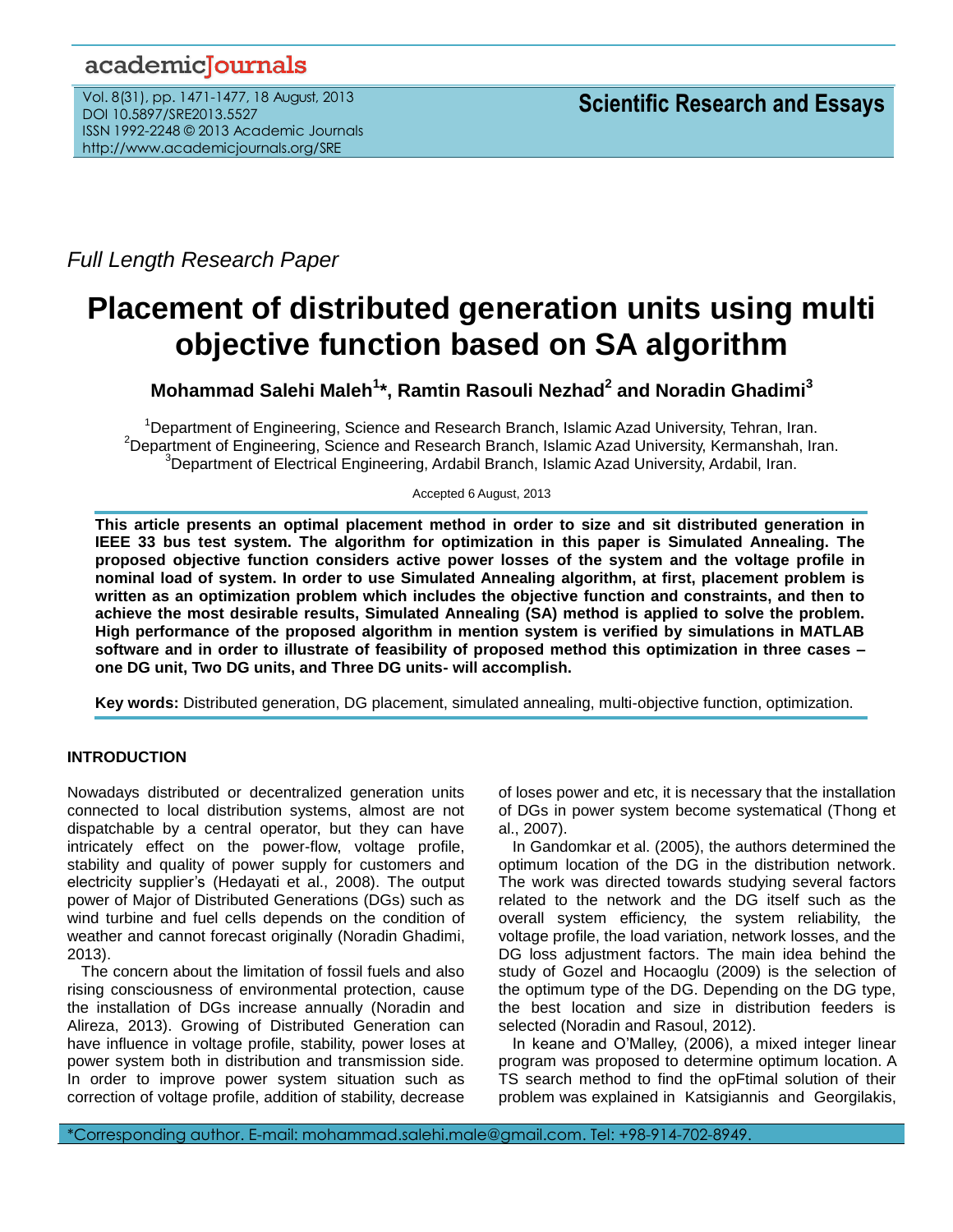*Full Length Research Paper*

# Placement of distributed generation units using multi objective function based on SA algorithm

**Mohammad Salehi Maleh[1]\*, Ramtin Rasouli Nezhad[2] and Noradin Ghadimi[3]**

[1]Department of Engineering, Science and Research Branch, Islamic Azad University, Tehran, Iran.
[2]Department of Engineering, Science and Research Branch, Islamic Azad University, Kermanshah, Iran.
[3]Department of Electrical Engineering, Ardabil Branch, Islamic Azad University, Ardabil, Iran.

Accepted 6 August, 2013

**This article presents an optimal placement method in order to size and sit distributed generation in IEEE 33 bus test system. The algorithm for optimization in this paper is Simulated Annealing. The proposed objective function considers active power losses of the system and the voltage profile in nominal load of system. In order to use Simulated Annealing algorithm, at first, placement problem is written as an optimization problem which includes the objective function and constraints, and then to achieve the most desirable results, Simulated Annealing (SA) method is applied to solve the problem. High performance of the proposed algorithm in mention system is verified by simulations in MATLAB software and in order to illustrate of feasibility of proposed method this optimization in three cases – one DG unit, Two DG units, and Three DG units- will accomplish.**

**Key words:** Distributed generation, DG placement, simulated annealing, multi-objective function, optimization.

## INTRODUCTION

Nowadays distributed or decentralized generation units connected to local distribution systems, almost are not dispatchable by a central operator, but they can have intricately effect on the power-flow, voltage profile, stability and quality of power supply for customers and electricity supplier's (Hedayati et al., 2008). The output power of Major of Distributed Generations (DGs) such as wind turbine and fuel cells depends on the condition of weather and cannot forecast originally (Noradin Ghadimi, 2013).

The concern about the limitation of fossil fuels and also rising consciousness of environmental protection, cause the installation of DGs increase annually (Noradin and Alireza, 2013). Growing of Distributed Generation can have influence in voltage profile, stability, power loses at power system both in distribution and transmission side. In order to improve power system situation such as correction of voltage profile, addition of stability, decrease of loses power and etc, it is necessary that the installation of DGs in power system become systematical (Thong et al., 2007).

In Gandomkar et al. (2005), the authors determined the optimum location of the DG in the distribution network. The work was directed towards studying several factors related to the network and the DG itself such as the overall system efficiency, the system reliability, the voltage profile, the load variation, network losses, and the DG loss adjustment factors. The main idea behind the study of Gozel and Hocaoglu (2009) is the selection of the optimum type of the DG. Depending on the DG type, the best location and size in distribution feeders is selected (Noradin and Rasoul, 2012).

In keane and O'Malley, (2006), a mixed integer linear program was proposed to determine optimum location. A TS search method to find the opFtimal solution of their problem was explained in Katsigiannis and Georgilakis,

\*Corresponding author. E-mail: mohammad.salehi.male@gmail.com. Tel: +98-914-702-8949.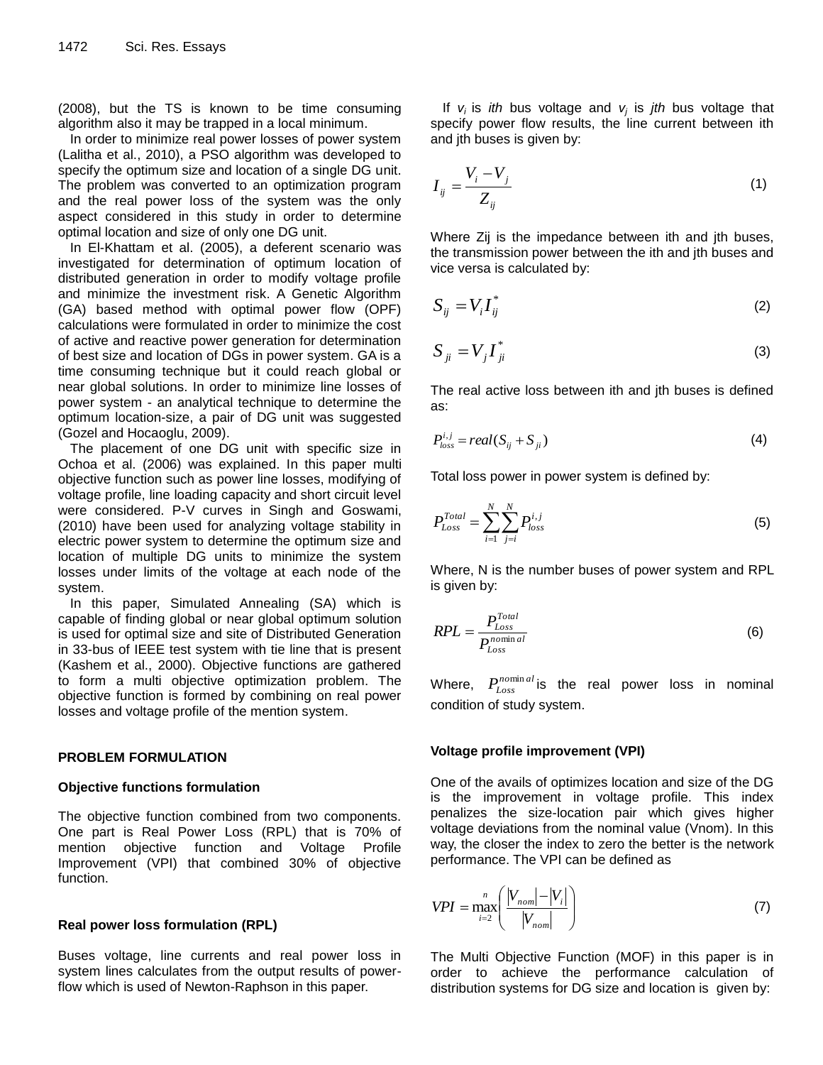(2008), but the TS is known to be time consuming algorithm also it may be trapped in a local minimum.

In order to minimize real power losses of power system (Lalitha et al., 2010), a PSO algorithm was developed to specify the optimum size and location of a single DG unit. The problem was converted to an optimization program and the real power loss of the system was the only aspect considered in this study in order to determine optimal location and size of only one DG unit.

In El-Khattam et al. (2005), a deferent scenario was investigated for determination of optimum location of distributed generation in order to modify voltage profile and minimize the investment risk. A Genetic Algorithm (GA) based method with optimal power flow (OPF) calculations were formulated in order to minimize the cost of active and reactive power generation for determination of best size and location of DGs in power system. GA is a time consuming technique but it could reach global or near global solutions. In order to minimize line losses of power system - an analytical technique to determine the optimum location-size, a pair of DG unit was suggested (Gozel and Hocaoglu, 2009).

The placement of one DG unit with specific size in Ochoa et al. (2006) was explained. In this paper multi objective function such as power line losses, modifying of voltage profile, line loading capacity and short circuit level were considered. P-V curves in Singh and Goswami, (2010) have been used for analyzing voltage stability in electric power system to determine the optimum size and location of multiple DG units to minimize the system losses under limits of the voltage at each node of the system.

In this paper, Simulated Annealing (SA) which is capable of finding global or near global optimum solution is used for optimal size and site of Distributed Generation in 33-bus of IEEE test system with tie line that is present (Kashem et al., 2000). Objective functions are gathered to form a multi objective optimization problem. The objective function is formed by combining on real power losses and voltage profile of the mention system.

## PROBLEM FORMULATION

### Objective functions formulation

The objective function combined from two components. One part is Real Power Loss (RPL) that is 70% of mention objective function and Voltage Profile Improvement (VPI) that combined 30% of objective function.

### Real power loss formulation (RPL)

Buses voltage, line currents and real power loss in system lines calculates from the output results of power-flow which is used of Newton-Raphson in this paper.

If $v_i$ is *ith* bus voltage and $v_j$ is *jth* bus voltage that specify power flow results, the line current between ith and jth buses is given by:

$$I_{ij} = \frac{V_i - V_j}{Z_{ij}} \tag{1}$$

Where Zij is the impedance between ith and jth buses, the transmission power between the ith and jth buses and vice versa is calculated by:

$$S_{ij} = V_i I_{ij}^* \tag{2}$$

$$S_{ji} = V_j I_{ji}^* \tag{3}$$

The real active loss between ith and jth buses is defined as:

$$P_{loss}^{i,j} = real(S_{ij} + S_{ji}) \tag{4}$$

Total loss power in power system is defined by:

$$P_{Loss}^{Total} = \sum_{i=1}^{N} \sum_{j=i}^{N} P_{loss}^{i,j} \tag{5}$$

Where, N is the number buses of power system and RPL is given by:

$$RPL = \frac{P_{Loss}^{Total}}{P_{Loss}^{nominal}} \tag{6}$$

Where, $P_{Loss}^{nominal}$ is the real power loss in nominal condition of study system.

### Voltage profile improvement (VPI)

One of the avails of optimizes location and size of the DG is the improvement in voltage profile. This index penalizes the size-location pair which gives higher voltage deviations from the nominal value (Vnom). In this way, the closer the index to zero the better is the network performance. The VPI can be defined as

$$VPI = \max_{i=2}^{n} \left( \frac{|V_{nom}| - |V_i|}{|V_{nom}|} \right) \tag{7}$$

The Multi Objective Function (MOF) in this paper is in order to achieve the performance calculation of distribution systems for DG size and location is given by: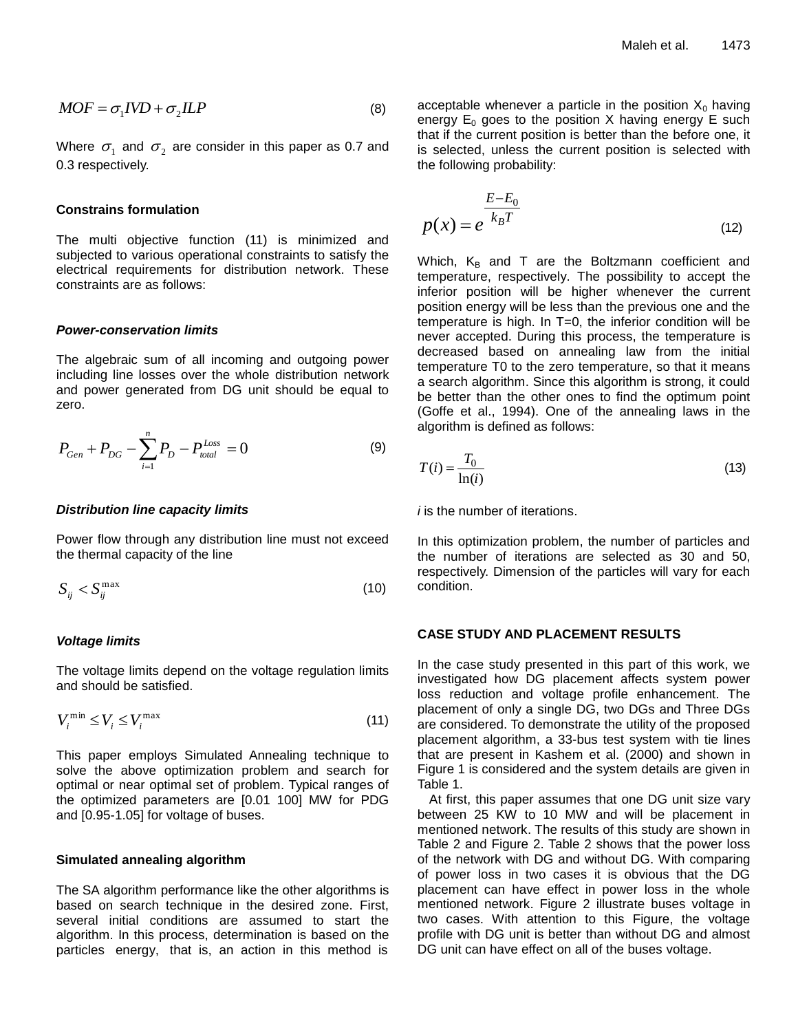$$MOF = \sigma_1 IVD + \sigma_2 ILP \tag{8}$$

Where $\sigma_1$ and $\sigma_2$ are consider in this paper as 0.7 and 0.3 respectively.

### Constrains formulation

The multi objective function (11) is minimized and subjected to various operational constraints to satisfy the electrical requirements for distribution network. These constraints are as follows:

#### *Power-conservation limits*

The algebraic sum of all incoming and outgoing power including line losses over the whole distribution network and power generated from DG unit should be equal to zero.

$$P_{Gen} + P_{DG} - \sum_{i=1}^{n} P_D - P_{total}^{Loss} = 0 \tag{9}$$

#### *Distribution line capacity limits*

Power flow through any distribution line must not exceed the thermal capacity of the line

$$S_{ij} < S_{ij}^{\max} \tag{10}$$

#### *Voltage limits*

The voltage limits depend on the voltage regulation limits and should be satisfied.

$$V_i^{\min} \leq V_i \leq V_i^{\max} \tag{11}$$

This paper employs Simulated Annealing technique to solve the above optimization problem and search for optimal or near optimal set of problem. Typical ranges of the optimized parameters are [0.01 100] MW for PDG and [0.95-1.05] for voltage of buses.

### Simulated annealing algorithm

The SA algorithm performance like the other algorithms is based on search technique in the desired zone. First, several initial conditions are assumed to start the algorithm. In this process, determination is based on the particles energy, that is, an action in this method is acceptable whenever a particle in the position $X_0$ having energy $E_0$ goes to the position X having energy E such that if the current position is better than the before one, it is selected, unless the current position is selected with the following probability:

$$p(x) = e^{\frac{E - E_0}{k_B T}} \tag{12}$$

Which, $K_B$ and T are the Boltzmann coefficient and temperature, respectively. The possibility to accept the inferior position will be higher whenever the current position energy will be less than the previous one and the temperature is high. In T=0, the inferior condition will be never accepted. During this process, the temperature is decreased based on annealing law from the initial temperature T0 to the zero temperature, so that it means a search algorithm. Since this algorithm is strong, it could be better than the other ones to find the optimum point (Goffe et al., 1994). One of the annealing laws in the algorithm is defined as follows:

$$T(i) = \frac{T_0}{\ln(i)} \tag{13}$$

*i* is the number of iterations.

In this optimization problem, the number of particles and the number of iterations are selected as 30 and 50, respectively. Dimension of the particles will vary for each condition.

## CASE STUDY AND PLACEMENT RESULTS

In the case study presented in this part of this work, we investigated how DG placement affects system power loss reduction and voltage profile enhancement. The placement of only a single DG, two DGs and Three DGs are considered. To demonstrate the utility of the proposed placement algorithm, a 33-bus test system with tie lines that are present in Kashem et al. (2000) and shown in Figure 1 is considered and the system details are given in Table 1.

At first, this paper assumes that one DG unit size vary between 25 KW to 10 MW and will be placement in mentioned network. The results of this study are shown in Table 2 and Figure 2. Table 2 shows that the power loss of the network with DG and without DG. With comparing of power loss in two cases it is obvious that the DG placement can have effect in power loss in the whole mentioned network. Figure 2 illustrate buses voltage in two cases. With attention to this Figure, the voltage profile with DG unit is better than without DG and almost DG unit can have effect on all of the buses voltage.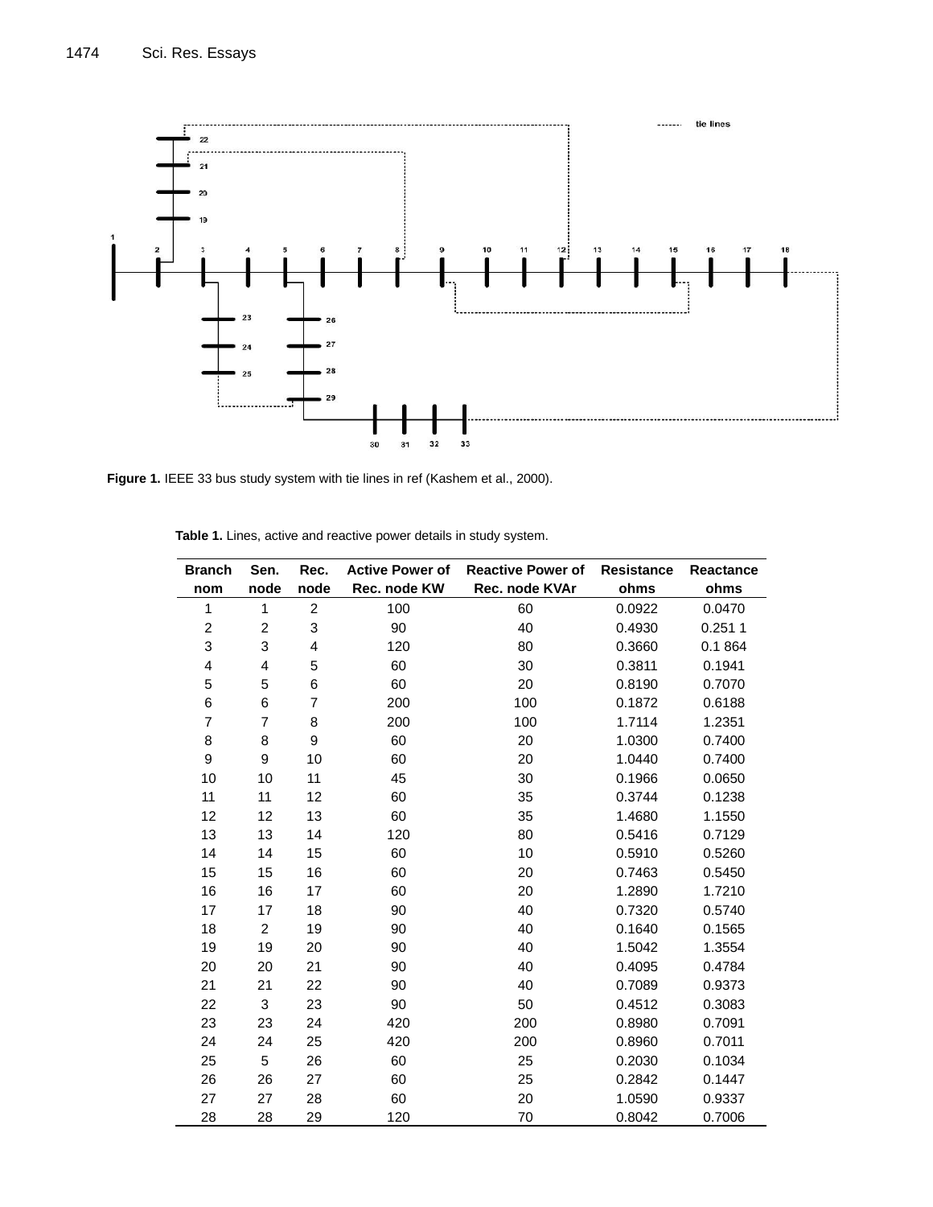Figure 1. IEEE 33 bus study system with tie lines in ref (Kashem et al., 2000).

**Table 1.** Lines, active and reactive power details in study system.

| Branch nom | Sen. node | Rec. node | Active Power of Rec. node KW | Reactive Power of Rec. node KVAr | Resistance ohms | Reactance ohms |
|---|---|---|---|---|---|---|
| 1 | 1 | 2 | 100 | 60 | 0.0922 | 0.0470 |
| 2 | 2 | 3 | 90 | 40 | 0.4930 | 0.251 1 |
| 3 | 3 | 4 | 120 | 80 | 0.3660 | 0.1 864 |
| 4 | 4 | 5 | 60 | 30 | 0.3811 | 0.1941 |
| 5 | 5 | 6 | 60 | 20 | 0.8190 | 0.7070 |
| 6 | 6 | 7 | 200 | 100 | 0.1872 | 0.6188 |
| 7 | 7 | 8 | 200 | 100 | 1.7114 | 1.2351 |
| 8 | 8 | 9 | 60 | 20 | 1.0300 | 0.7400 |
| 9 | 9 | 10 | 60 | 20 | 1.0440 | 0.7400 |
| 10 | 10 | 11 | 45 | 30 | 0.1966 | 0.0650 |
| 11 | 11 | 12 | 60 | 35 | 0.3744 | 0.1238 |
| 12 | 12 | 13 | 60 | 35 | 1.4680 | 1.1550 |
| 13 | 13 | 14 | 120 | 80 | 0.5416 | 0.7129 |
| 14 | 14 | 15 | 60 | 10 | 0.5910 | 0.5260 |
| 15 | 15 | 16 | 60 | 20 | 0.7463 | 0.5450 |
| 16 | 16 | 17 | 60 | 20 | 1.2890 | 1.7210 |
| 17 | 17 | 18 | 90 | 40 | 0.7320 | 0.5740 |
| 18 | 2 | 19 | 90 | 40 | 0.1640 | 0.1565 |
| 19 | 19 | 20 | 90 | 40 | 1.5042 | 1.3554 |
| 20 | 20 | 21 | 90 | 40 | 0.4095 | 0.4784 |
| 21 | 21 | 22 | 90 | 40 | 0.7089 | 0.9373 |
| 22 | 3 | 23 | 90 | 50 | 0.4512 | 0.3083 |
| 23 | 23 | 24 | 420 | 200 | 0.8980 | 0.7091 |
| 24 | 24 | 25 | 420 | 200 | 0.8960 | 0.7011 |
| 25 | 5 | 26 | 60 | 25 | 0.2030 | 0.1034 |
| 26 | 26 | 27 | 60 | 25 | 0.2842 | 0.1447 |
| 27 | 27 | 28 | 60 | 20 | 1.0590 | 0.9337 |
| 28 | 28 | 29 | 120 | 70 | 0.8042 | 0.7006 |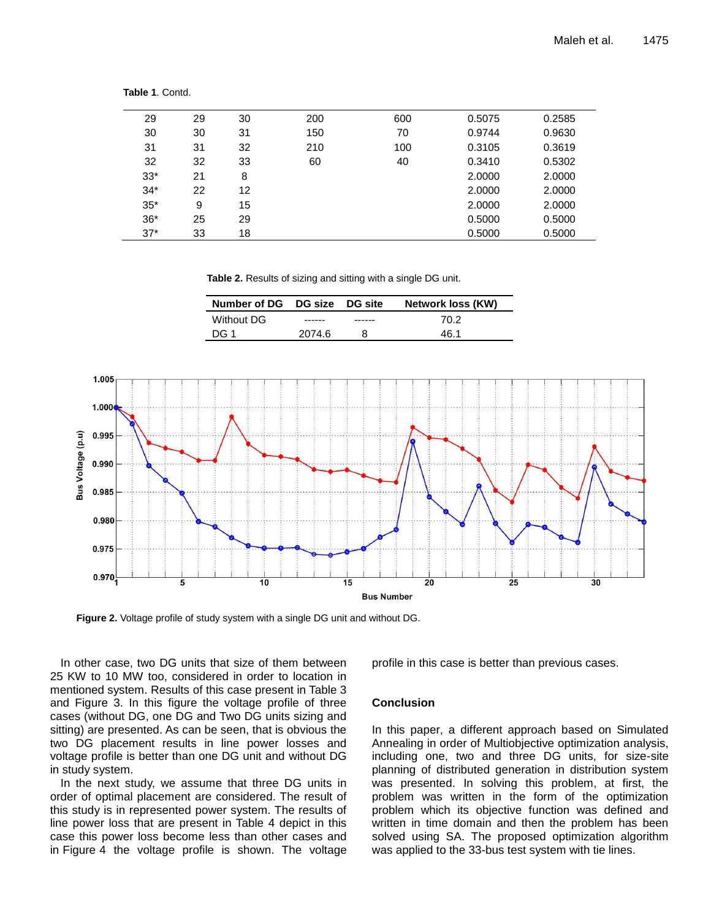**Table 1**. Contd.

| | | | | | | |
|---|---|---|---|---|---|---|
| 29 | 29 | 30 | 200 | 600 | 0.5075 | 0.2585 |
| 30 | 30 | 31 | 150 | 70 | 0.9744 | 0.9630 |
| 31 | 31 | 32 | 210 | 100 | 0.3105 | 0.3619 |
| 32 | 32 | 33 | 60 | 40 | 0.3410 | 0.5302 |
| 33* | 21 | 8 | | | 2.0000 | 2.0000 |
| 34* | 22 | 12 | | | 2.0000 | 2.0000 |
| 35* | 9 | 15 | | | 2.0000 | 2.0000 |
| 36* | 25 | 29 | | | 0.5000 | 0.5000 |
| 37* | 33 | 18 | | | 0.5000 | 0.5000 |

**Table 2.** Results of sizing and sitting with a single DG unit.

| Number of DG | DG size | DG site | Network loss (KW) |
|---|---|---|---|
| Without DG | ------ | ------ | 70.2 |
| DG 1 | 2074.6 | 8 | 46.1 |

**Figure 2.** Voltage profile of study system with a single DG unit and without DG.

In other case, two DG units that size of them between 25 KW to 10 MW too, considered in order to location in mentioned system. Results of this case present in Table 3 and Figure 3. In this figure the voltage profile of three cases (without DG, one DG and Two DG units sizing and sitting) are presented. As can be seen, that is obvious the two DG placement results in line power losses and voltage profile is better than one DG unit and without DG in study system.

In the next study, we assume that three DG units in order of optimal placement are considered. The result of this study is in represented power system. The results of line power loss that are present in Table 4 depict in this case this power loss become less than other cases and in Figure 4 the voltage profile is shown. The voltage profile in this case is better than previous cases.

## Conclusion

In this paper, a different approach based on Simulated Annealing in order of Multiobjective optimization analysis, including one, two and three DG units, for size-site planning of distributed generation in distribution system was presented. In solving this problem, at first, the problem was written in the form of the optimization problem which its objective function was defined and written in time domain and then the problem has been solved using SA. The proposed optimization algorithm was applied to the 33-bus test system with tie lines.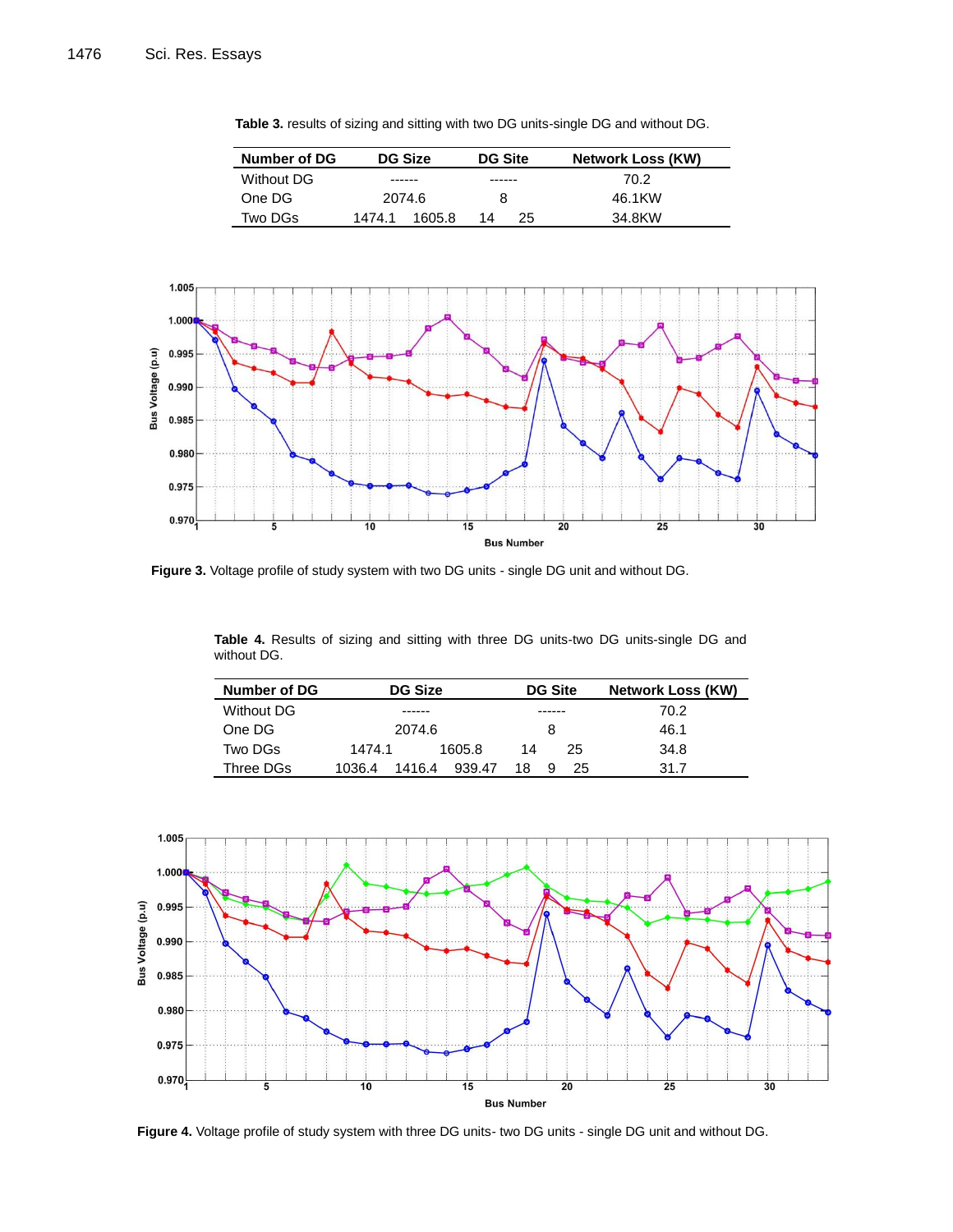**Table 3.** results of sizing and sitting with two DG units-single DG and without DG.

| Number of DG | DG Size | | DG Site | | Network Loss (KW) |
|---|---|---|---|---|---|
| Without DG | ------ | | ------ | | 70.2 |
| One DG | 2074.6 | | 8 | | 46.1KW |
| Two DGs | 1474.1 | 1605.8 | 14 | 25 | 34.8KW |

**Figure 3.** Voltage profile of study system with two DG units - single DG unit and without DG.

**Table 4.** Results of sizing and sitting with three DG units-two DG units-single DG and without DG.

| Number of DG | DG Size | | | DG Site | | | Network Loss (KW) |
|---|---|---|---|---|---|---|---|
| Without DG | ------ | | | ------ | | | 70.2 |
| One DG | 2074.6 | | | 8 | | | 46.1 |
| Two DGs | 1474.1 | 1605.8 | | 14 | 25 | | 34.8 |
| Three DGs | 1036.4 | 1416.4 | 939.47 | 18 | 9 | 25 | 31.7 |

**Figure 4.** Voltage profile of study system with three DG units- two DG units - single DG unit and without DG.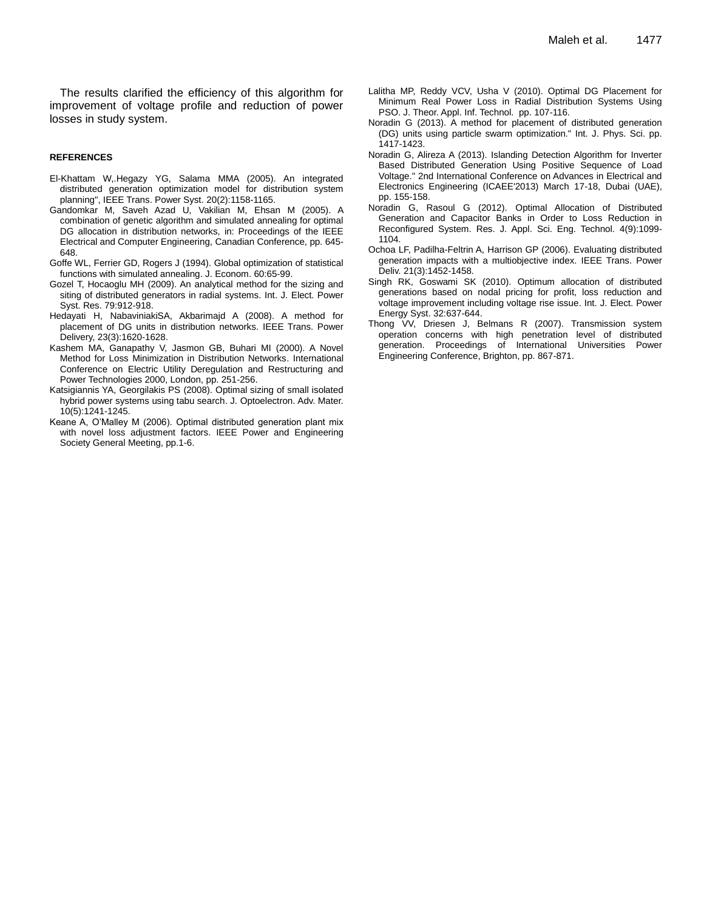The results clarified the efficiency of this algorithm for improvement of voltage profile and reduction of power losses in study system.

## REFERENCES

El-Khattam W,.Hegazy YG, Salama MMA (2005). An integrated distributed generation optimization model for distribution system planning", IEEE Trans. Power Syst. 20(2):1158-1165.

Gandomkar M, Saveh Azad U, Vakilian M, Ehsan M (2005). A combination of genetic algorithm and simulated annealing for optimal DG allocation in distribution networks, in: Proceedings of the IEEE Electrical and Computer Engineering, Canadian Conference, pp. 645-648.

Goffe WL, Ferrier GD, Rogers J (1994). Global optimization of statistical functions with simulated annealing. J. Econom. 60:65-99.

Gozel T, Hocaoglu MH (2009). An analytical method for the sizing and siting of distributed generators in radial systems. Int. J. Elect. Power Syst. Res. 79:912-918.

Hedayati H, NabaviniakiSA, Akbarimajd A (2008). A method for placement of DG units in distribution networks. IEEE Trans. Power Delivery, 23(3):1620-1628.

Kashem MA, Ganapathy V, Jasmon GB, Buhari MI (2000). A Novel Method for Loss Minimization in Distribution Networks. International Conference on Electric Utility Deregulation and Restructuring and Power Technologies 2000, London, pp. 251-256.

Katsigiannis YA, Georgilakis PS (2008). Optimal sizing of small isolated hybrid power systems using tabu search. J. Optoelectron. Adv. Mater. 10(5):1241-1245.

Keane A, O'Malley M (2006). Optimal distributed generation plant mix with novel loss adjustment factors. IEEE Power and Engineering Society General Meeting, pp.1-6.

Lalitha MP, Reddy VCV, Usha V (2010). Optimal DG Placement for Minimum Real Power Loss in Radial Distribution Systems Using PSO. J. Theor. Appl. Inf. Technol. pp. 107-116.

Noradin G (2013). A method for placement of distributed generation (DG) units using particle swarm optimization." Int. J. Phys. Sci. pp. 1417-1423.

Noradin G, Alireza A (2013). Islanding Detection Algorithm for Inverter Based Distributed Generation Using Positive Sequence of Load Voltage." 2nd International Conference on Advances in Electrical and Electronics Engineering (ICAEE'2013) March 17-18, Dubai (UAE), pp. 155-158.

Noradin G, Rasoul G (2012). Optimal Allocation of Distributed Generation and Capacitor Banks in Order to Loss Reduction in Reconfigured System. Res. J. Appl. Sci. Eng. Technol. 4(9):1099-1104.

Ochoa LF, Padilha-Feltrin A, Harrison GP (2006). Evaluating distributed generation impacts with a multiobjective index. IEEE Trans. Power Deliv. 21(3):1452-1458.

Singh RK, Goswami SK (2010). Optimum allocation of distributed generations based on nodal pricing for profit, loss reduction and voltage improvement including voltage rise issue. Int. J. Elect. Power Energy Syst. 32:637-644.

Thong VV, Driesen J, Belmans R (2007). Transmission system operation concerns with high penetration level of distributed generation. Proceedings of International Universities Power Engineering Conference, Brighton, pp. 867-871.